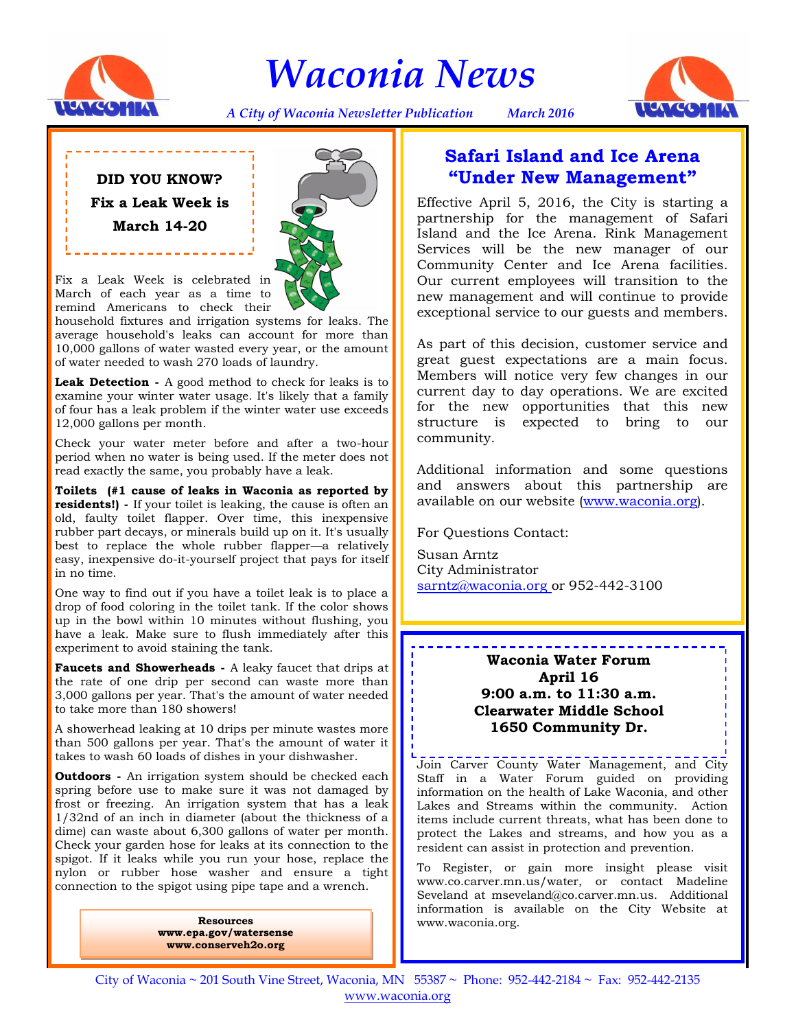# Waconia News

*A City of Waconia Newsletter Publication* *March 2016*

**DID YOU KNOW?**

**Fix a Leak Week is March 14-20**

Fix a Leak Week is celebrated in March of each year as a time to remind Americans to check their household fixtures and irrigation systems for leaks. The average household's leaks can account for more than 10,000 gallons of water wasted every year, or the amount of water needed to wash 270 loads of laundry.

**Leak Detection -** A good method to check for leaks is to examine your winter water usage. It's likely that a family of four has a leak problem if the winter water use exceeds 12,000 gallons per month.

Check your water meter before and after a two-hour period when no water is being used. If the meter does not read exactly the same, you probably have a leak.

**Toilets (#1 cause of leaks in Waconia as reported by residents!) -** If your toilet is leaking, the cause is often an old, faulty toilet flapper. Over time, this inexpensive rubber part decays, or minerals build up on it. It's usually best to replace the whole rubber flapper—a relatively easy, inexpensive do-it-yourself project that pays for itself in no time.

One way to find out if you have a toilet leak is to place a drop of food coloring in the toilet tank. If the color shows up in the bowl within 10 minutes without flushing, you have a leak. Make sure to flush immediately after this experiment to avoid staining the tank.

**Faucets and Showerheads -** A leaky faucet that drips at the rate of one drip per second can waste more than 3,000 gallons per year. That's the amount of water needed to take more than 180 showers!

A showerhead leaking at 10 drips per minute wastes more than 500 gallons per year. That's the amount of water it takes to wash 60 loads of dishes in your dishwasher.

**Outdoors -** An irrigation system should be checked each spring before use to make sure it was not damaged by frost or freezing. An irrigation system that has a leak 1/32nd of an inch in diameter (about the thickness of a dime) can waste about 6,300 gallons of water per month. Check your garden hose for leaks at its connection to the spigot. If it leaks while you run your hose, replace the nylon or rubber hose washer and ensure a tight connection to the spigot using pipe tape and a wrench.

**Resources**
**www.epa.gov/watersense**
**www.conserveh2o.org**

## Safari Island and Ice Arena "Under New Management"

Effective April 5, 2016, the City is starting a partnership for the management of Safari Island and the Ice Arena. Rink Management Services will be the new manager of our Community Center and Ice Arena facilities. Our current employees will transition to the new management and will continue to provide exceptional service to our guests and members.

As part of this decision, customer service and great guest expectations are a main focus. Members will notice very few changes in our current day to day operations. We are excited for the new opportunities that this new structure is expected to bring to our community.

Additional information and some questions and answers about this partnership are available on our website (www.waconia.org).

For Questions Contact:

Susan Arntz
City Administrator
sarntz@waconia.org or 952-442-3100

**Waconia Water Forum**
**April 16**
**9:00 a.m. to 11:30 a.m.**
**Clearwater Middle School**
**1650 Community Dr.**

Join Carver County Water Management, and City Staff in a Water Forum guided on providing information on the health of Lake Waconia, and other Lakes and Streams within the community. Action items include current threats, what has been done to protect the Lakes and streams, and how you as a resident can assist in protection and prevention.

To Register, or gain more insight please visit www.co.carver.mn.us/water, or contact Madeline Seveland at mseveland@co.carver.mn.us. Additional information is available on the City Website at www.waconia.org.

City of Waconia ~ 201 South Vine Street, Waconia, MN 55387 ~ Phone: 952-442-2184 ~ Fax: 952-442-2135
www.waconia.org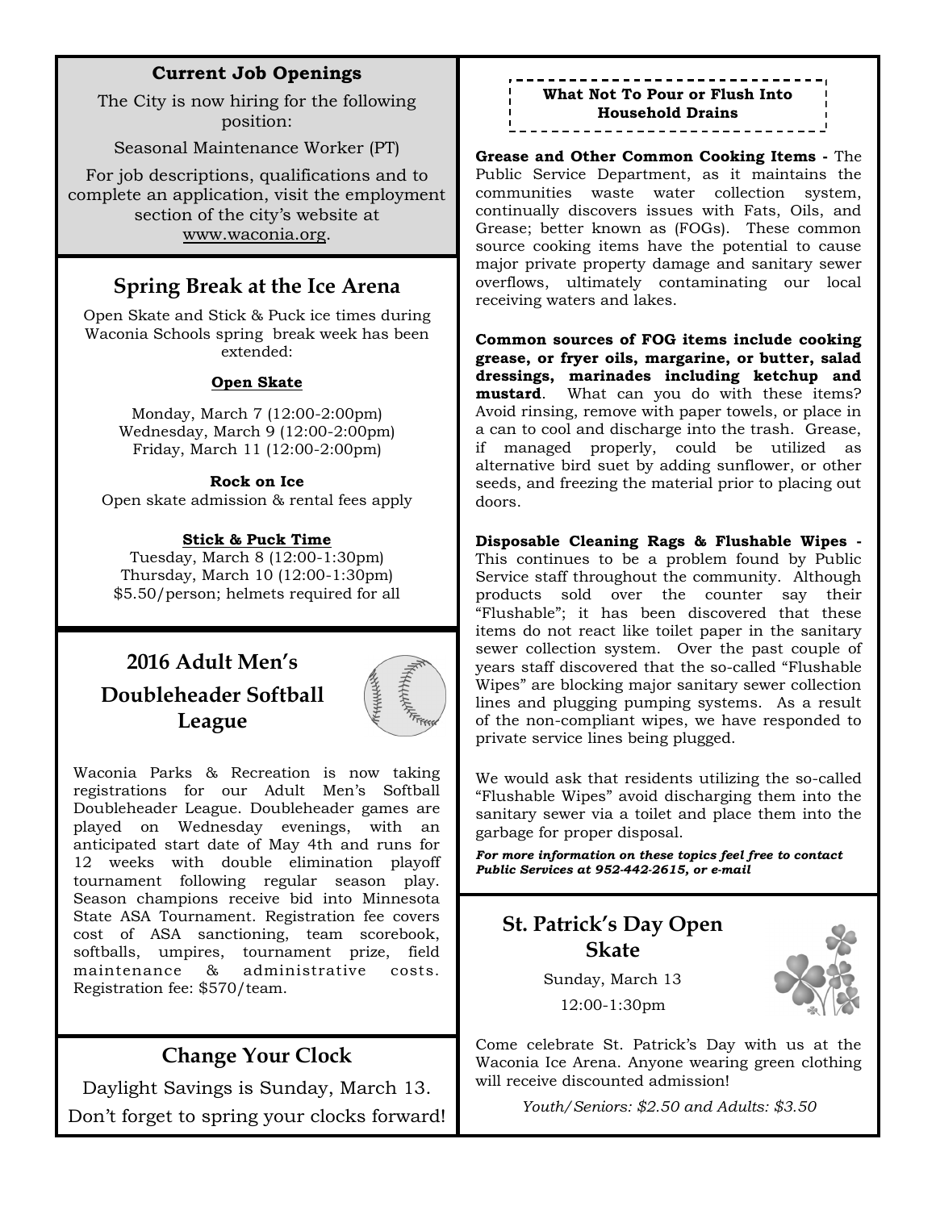## Current Job Openings

The City is now hiring for the following position:

Seasonal Maintenance Worker (PT)

For job descriptions, qualifications and to complete an application, visit the employment section of the city's website at www.waconia.org.

## Spring Break at the Ice Arena

Open Skate and Stick & Puck ice times during Waconia Schools spring break week has been extended:

**Open Skate**

Monday, March 7 (12:00-2:00pm)
Wednesday, March 9 (12:00-2:00pm)
Friday, March 11 (12:00-2:00pm)

**Rock on Ice**
Open skate admission & rental fees apply

**Stick & Puck Time**
Tuesday, March 8 (12:00-1:30pm)
Thursday, March 10 (12:00-1:30pm)
$5.50/person; helmets required for all

## 2016 Adult Men's Doubleheader Softball League

Waconia Parks & Recreation is now taking registrations for our Adult Men's Softball Doubleheader League. Doubleheader games are played on Wednesday evenings, with an anticipated start date of May 4th and runs for 12 weeks with double elimination playoff tournament following regular season play. Season champions receive bid into Minnesota State ASA Tournament. Registration fee covers cost of ASA sanctioning, team scorebook, softballs, umpires, tournament prize, field maintenance & administrative costs. Registration fee: $570/team.

## Change Your Clock

Daylight Savings is Sunday, March 13.
Don't forget to spring your clocks forward!

## What Not To Pour or Flush Into Household Drains

**Grease and Other Common Cooking Items -** The Public Service Department, as it maintains the communities waste water collection system, continually discovers issues with Fats, Oils, and Grease; better known as (FOGs). These common source cooking items have the potential to cause major private property damage and sanitary sewer overflows, ultimately contaminating our local receiving waters and lakes.

**Common sources of FOG items include cooking grease, or fryer oils, margarine, or butter, salad dressings, marinades including ketchup and mustard**. What can you do with these items? Avoid rinsing, remove with paper towels, or place in a can to cool and discharge into the trash. Grease, if managed properly, could be utilized as alternative bird suet by adding sunflower, or other seeds, and freezing the material prior to placing out doors.

**Disposable Cleaning Rags & Flushable Wipes -** This continues to be a problem found by Public Service staff throughout the community. Although products sold over the counter say their "Flushable"; it has been discovered that these items do not react like toilet paper in the sanitary sewer collection system. Over the past couple of years staff discovered that the so-called "Flushable Wipes" are blocking major sanitary sewer collection lines and plugging pumping systems. As a result of the non-compliant wipes, we have responded to private service lines being plugged.

We would ask that residents utilizing the so-called "Flushable Wipes" avoid discharging them into the sanitary sewer via a toilet and place them into the garbage for proper disposal.

***For more information on these topics feel free to contact Public Services at 952-442-2615, or e-mail***

## St. Patrick's Day Open Skate

Sunday, March 13
12:00-1:30pm

Come celebrate St. Patrick's Day with us at the Waconia Ice Arena. Anyone wearing green clothing will receive discounted admission!

*Youth/Seniors: $2.50 and Adults: $3.50*